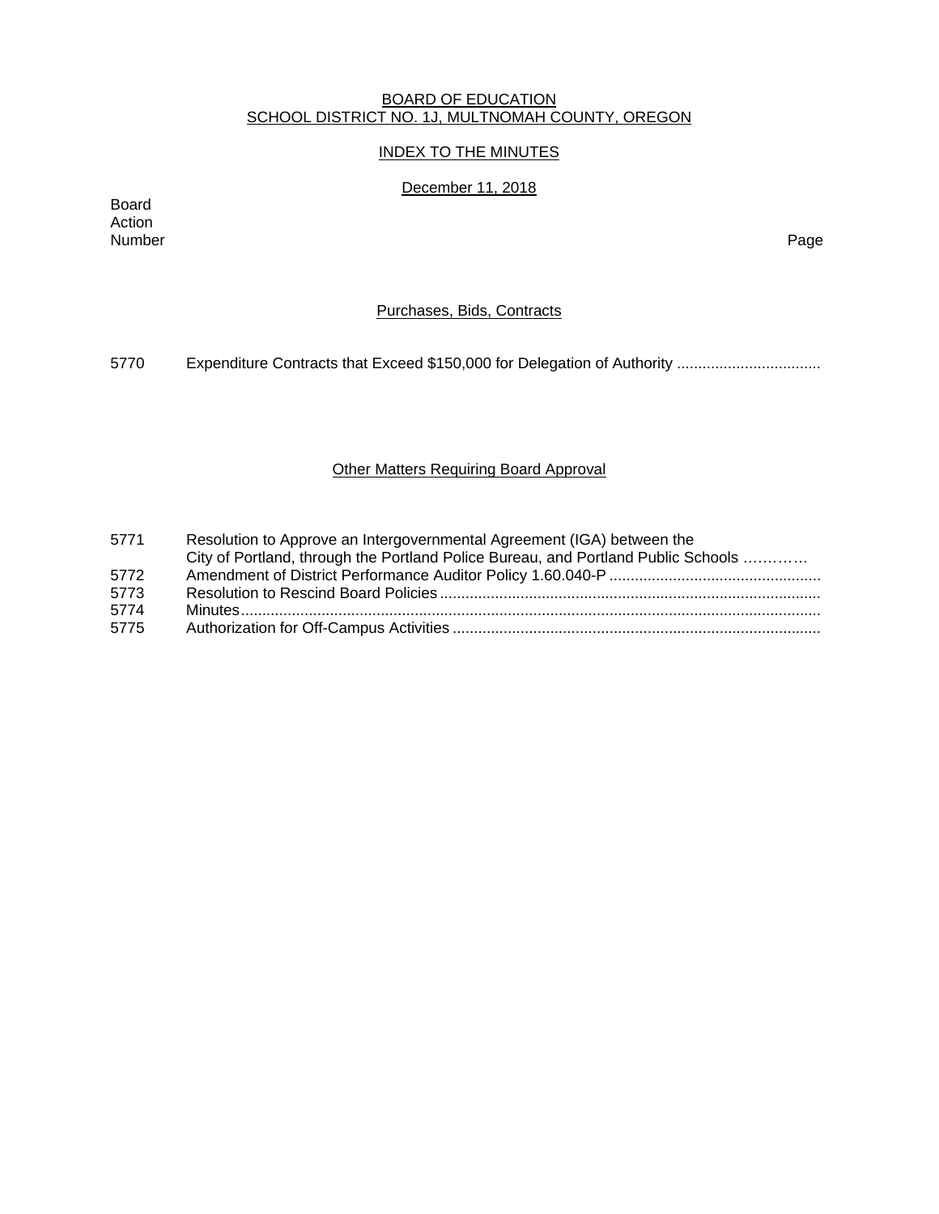BOARD OF EDUCATION
SCHOOL DISTRICT NO. 1J, MULTNOMAH COUNTY, OREGON

INDEX TO THE MINUTES

December 11, 2018

| Board Action Number | | Page |
|---|---|---|

## Purchases, Bids, Contracts

| | | |
|---|---|---|
| 5770 | Expenditure Contracts that Exceed $150,000 for Delegation of Authority .................................. | |

## Other Matters Requiring Board Approval

| | | |
|---|---|---|
| 5771 | Resolution to Approve an Intergovernmental Agreement (IGA) between the City of Portland, through the Portland Police Bureau, and Portland Public Schools …………. | |
| 5772 | Amendment of District Performance Auditor Policy 1.60.040-P .................................................. | |
| 5773 | Resolution to Rescind Board Policies .......................................................................................... | |
| 5774 | Minutes......................................................................................................................................... | |
| 5775 | Authorization for Off-Campus Activities ....................................................................................... | |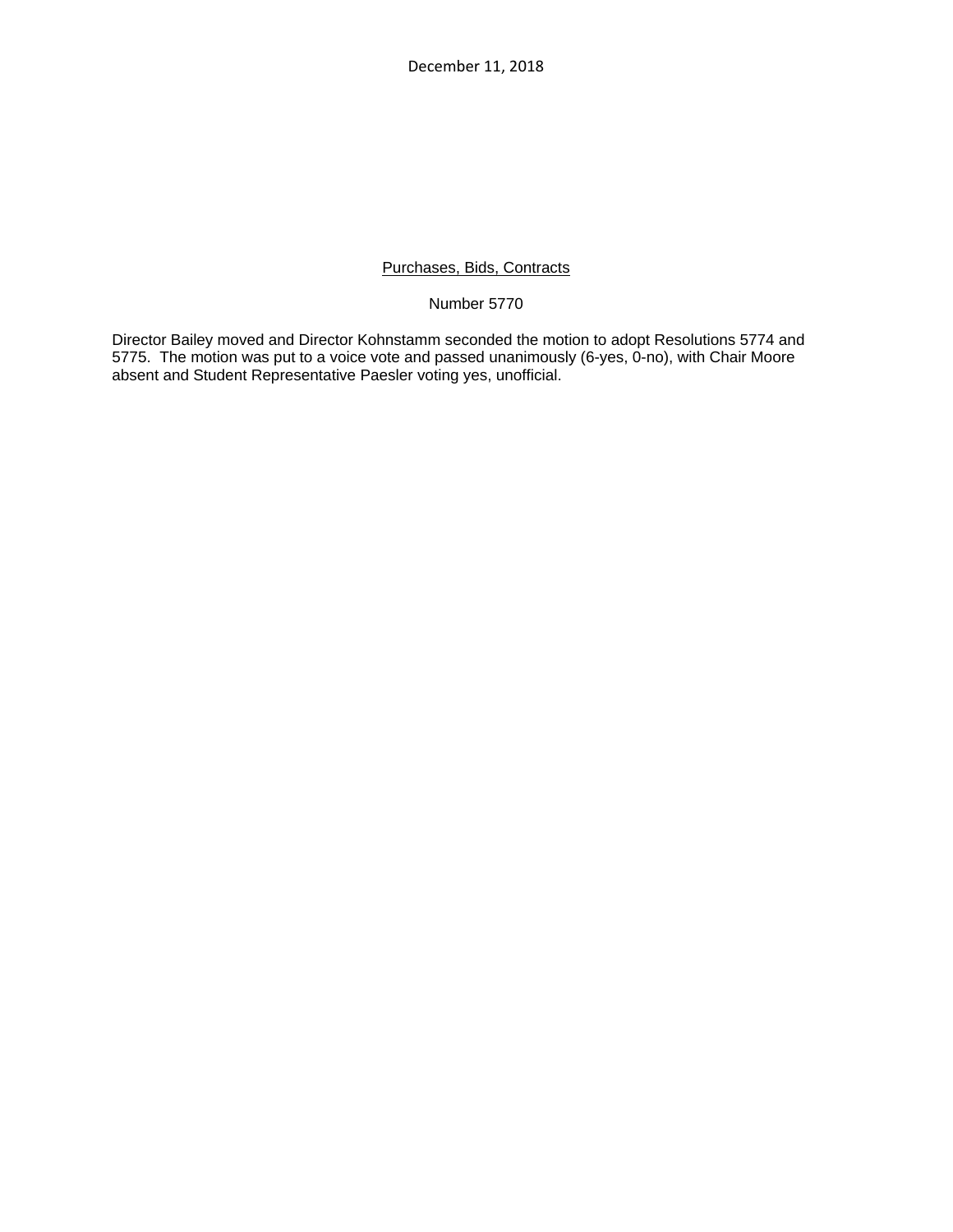December 11, 2018

Purchases, Bids, Contracts

Number 5770

Director Bailey moved and Director Kohnstamm seconded the motion to adopt Resolutions 5774 and 5775. The motion was put to a voice vote and passed unanimously (6-yes, 0-no), with Chair Moore absent and Student Representative Paesler voting yes, unofficial.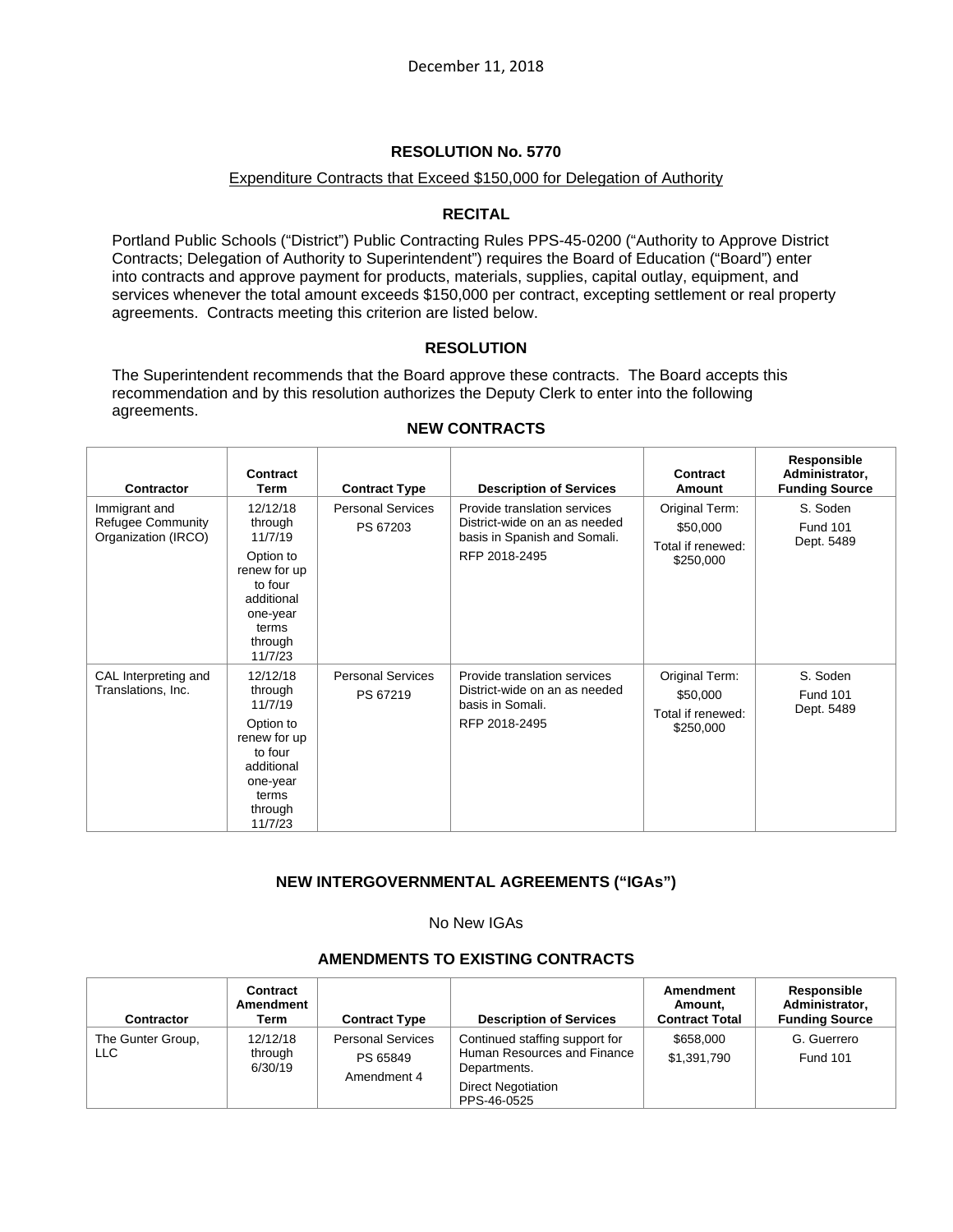December 11, 2018

## RESOLUTION No. 5770

Expenditure Contracts that Exceed $150,000 for Delegation of Authority

### RECITAL

Portland Public Schools ("District") Public Contracting Rules PPS-45-0200 ("Authority to Approve District Contracts; Delegation of Authority to Superintendent") requires the Board of Education ("Board") enter into contracts and approve payment for products, materials, supplies, capital outlay, equipment, and services whenever the total amount exceeds $150,000 per contract, excepting settlement or real property agreements. Contracts meeting this criterion are listed below.

### RESOLUTION

The Superintendent recommends that the Board approve these contracts. The Board accepts this recommendation and by this resolution authorizes the Deputy Clerk to enter into the following agreements.

### NEW CONTRACTS

| Contractor | Contract Term | Contract Type | Description of Services | Contract Amount | Responsible Administrator, Funding Source |
|---|---|---|---|---|---|
| Immigrant and Refugee Community Organization (IRCO) | 12/12/18 through 11/7/19<br>Option to renew for up to four additional one-year terms through 11/7/23 | Personal Services<br>PS 67203 | Provide translation services District-wide on an as needed basis in Spanish and Somali.<br>RFP 2018-2495 | Original Term: $50,000<br>Total if renewed: $250,000 | S. Soden<br>Fund 101<br>Dept. 5489 |
| CAL Interpreting and Translations, Inc. | 12/12/18 through 11/7/19<br>Option to renew for up to four additional one-year terms through 11/7/23 | Personal Services<br>PS 67219 | Provide translation services District-wide on an as needed basis in Somali.<br>RFP 2018-2495 | Original Term: $50,000<br>Total if renewed: $250,000 | S. Soden<br>Fund 101<br>Dept. 5489 |

### NEW INTERGOVERNMENTAL AGREEMENTS ("IGAs")

No New IGAs

### AMENDMENTS TO EXISTING CONTRACTS

| Contractor | Contract Amendment Term | Contract Type | Description of Services | Amendment Amount, Contract Total | Responsible Administrator, Funding Source |
|---|---|---|---|---|---|
| The Gunter Group, LLC | 12/12/18 through 6/30/19 | Personal Services<br>PS 65849<br>Amendment 4 | Continued staffing support for Human Resources and Finance Departments.<br>Direct Negotiation<br>PPS-46-0525 | $658,000<br>$1,391,790 | G. Guerrero<br>Fund 101 |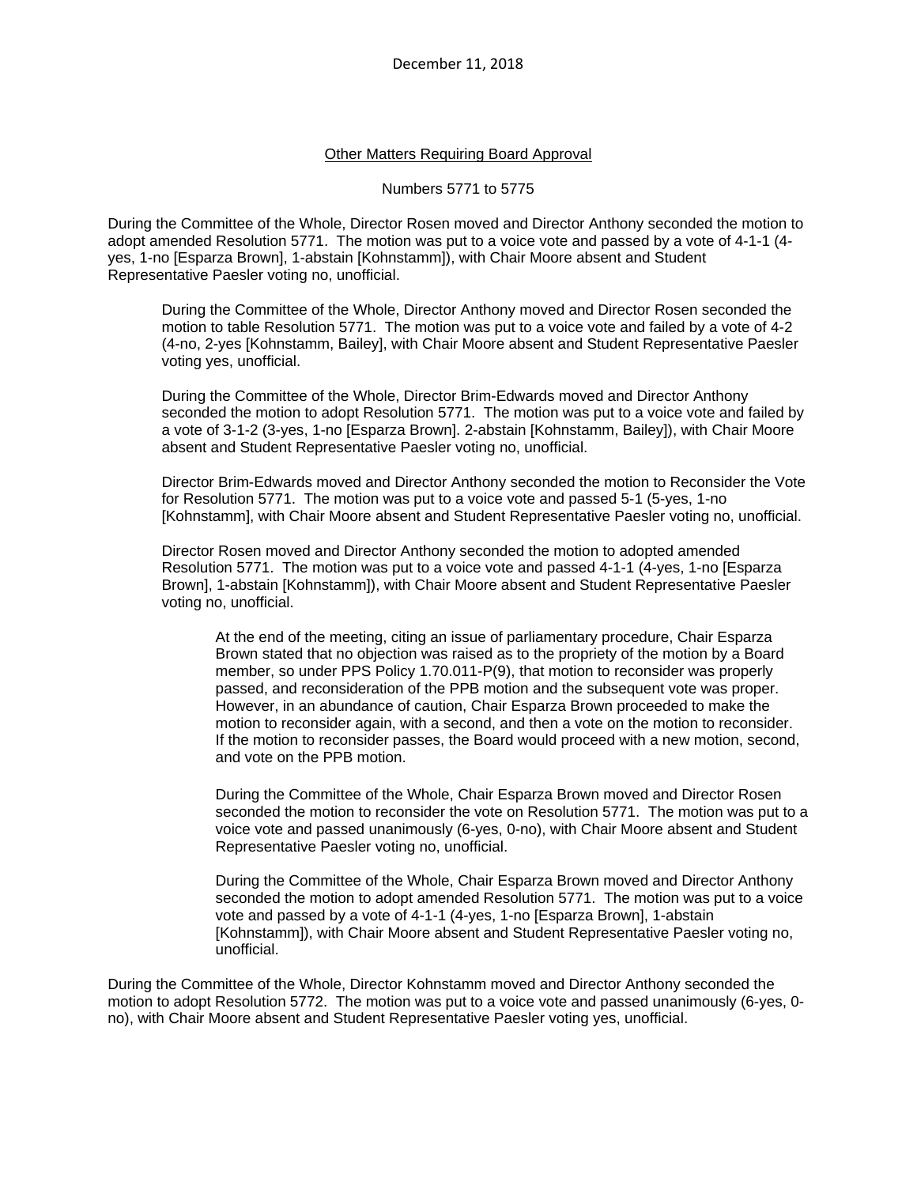December 11, 2018

Other Matters Requiring Board Approval

Numbers 5771 to 5775

During the Committee of the Whole, Director Rosen moved and Director Anthony seconded the motion to adopt amended Resolution 5771. The motion was put to a voice vote and passed by a vote of 4-1-1 (4-yes, 1-no [Esparza Brown], 1-abstain [Kohnstamm]), with Chair Moore absent and Student Representative Paesler voting no, unofficial.

> During the Committee of the Whole, Director Anthony moved and Director Rosen seconded the motion to table Resolution 5771. The motion was put to a voice vote and failed by a vote of 4-2 (4-no, 2-yes [Kohnstamm, Bailey], with Chair Moore absent and Student Representative Paesler voting yes, unofficial.
>
> During the Committee of the Whole, Director Brim-Edwards moved and Director Anthony seconded the motion to adopt Resolution 5771. The motion was put to a voice vote and failed by a vote of 3-1-2 (3-yes, 1-no [Esparza Brown]. 2-abstain [Kohnstamm, Bailey]), with Chair Moore absent and Student Representative Paesler voting no, unofficial.
>
> Director Brim-Edwards moved and Director Anthony seconded the motion to Reconsider the Vote for Resolution 5771. The motion was put to a voice vote and passed 5-1 (5-yes, 1-no [Kohnstamm], with Chair Moore absent and Student Representative Paesler voting no, unofficial.
>
> Director Rosen moved and Director Anthony seconded the motion to adopted amended Resolution 5771. The motion was put to a voice vote and passed 4-1-1 (4-yes, 1-no [Esparza Brown], 1-abstain [Kohnstamm]), with Chair Moore absent and Student Representative Paesler voting no, unofficial.
>
> > At the end of the meeting, citing an issue of parliamentary procedure, Chair Esparza Brown stated that no objection was raised as to the propriety of the motion by a Board member, so under PPS Policy 1.70.011-P(9), that motion to reconsider was properly passed, and reconsideration of the PPB motion and the subsequent vote was proper. However, in an abundance of caution, Chair Esparza Brown proceeded to make the motion to reconsider again, with a second, and then a vote on the motion to reconsider. If the motion to reconsider passes, the Board would proceed with a new motion, second, and vote on the PPB motion.
> >
> > During the Committee of the Whole, Chair Esparza Brown moved and Director Rosen seconded the motion to reconsider the vote on Resolution 5771. The motion was put to a voice vote and passed unanimously (6-yes, 0-no), with Chair Moore absent and Student Representative Paesler voting no, unofficial.
> >
> > During the Committee of the Whole, Chair Esparza Brown moved and Director Anthony seconded the motion to adopt amended Resolution 5771. The motion was put to a voice vote and passed by a vote of 4-1-1 (4-yes, 1-no [Esparza Brown], 1-abstain [Kohnstamm]), with Chair Moore absent and Student Representative Paesler voting no, unofficial.

During the Committee of the Whole, Director Kohnstamm moved and Director Anthony seconded the motion to adopt Resolution 5772. The motion was put to a voice vote and passed unanimously (6-yes, 0-no), with Chair Moore absent and Student Representative Paesler voting yes, unofficial.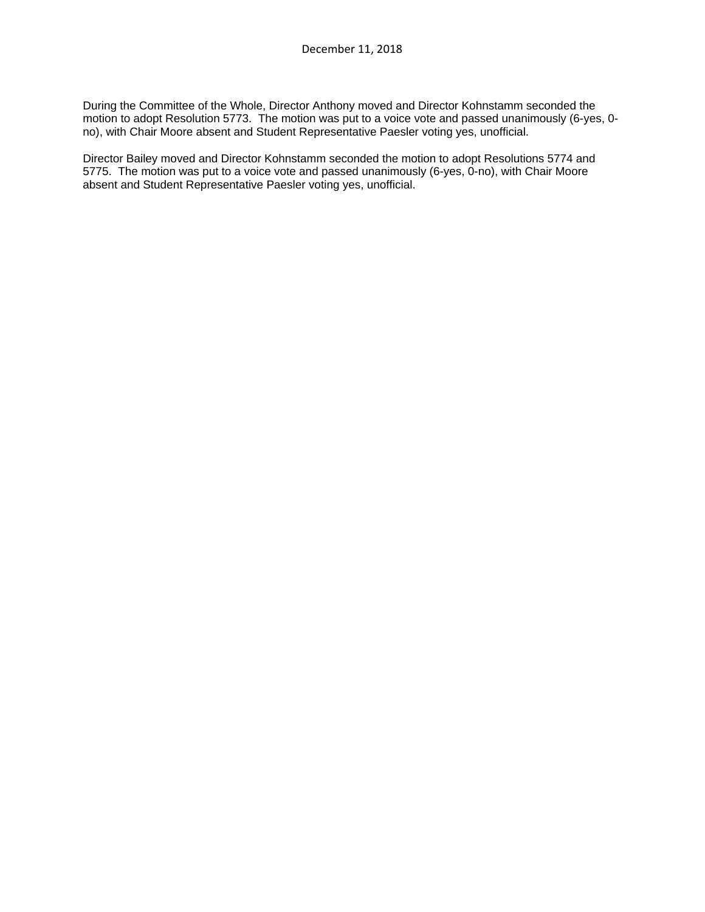During the Committee of the Whole, Director Anthony moved and Director Kohnstamm seconded the motion to adopt Resolution 5773. The motion was put to a voice vote and passed unanimously (6-yes, 0-no), with Chair Moore absent and Student Representative Paesler voting yes, unofficial.

Director Bailey moved and Director Kohnstamm seconded the motion to adopt Resolutions 5774 and 5775. The motion was put to a voice vote and passed unanimously (6-yes, 0-no), with Chair Moore absent and Student Representative Paesler voting yes, unofficial.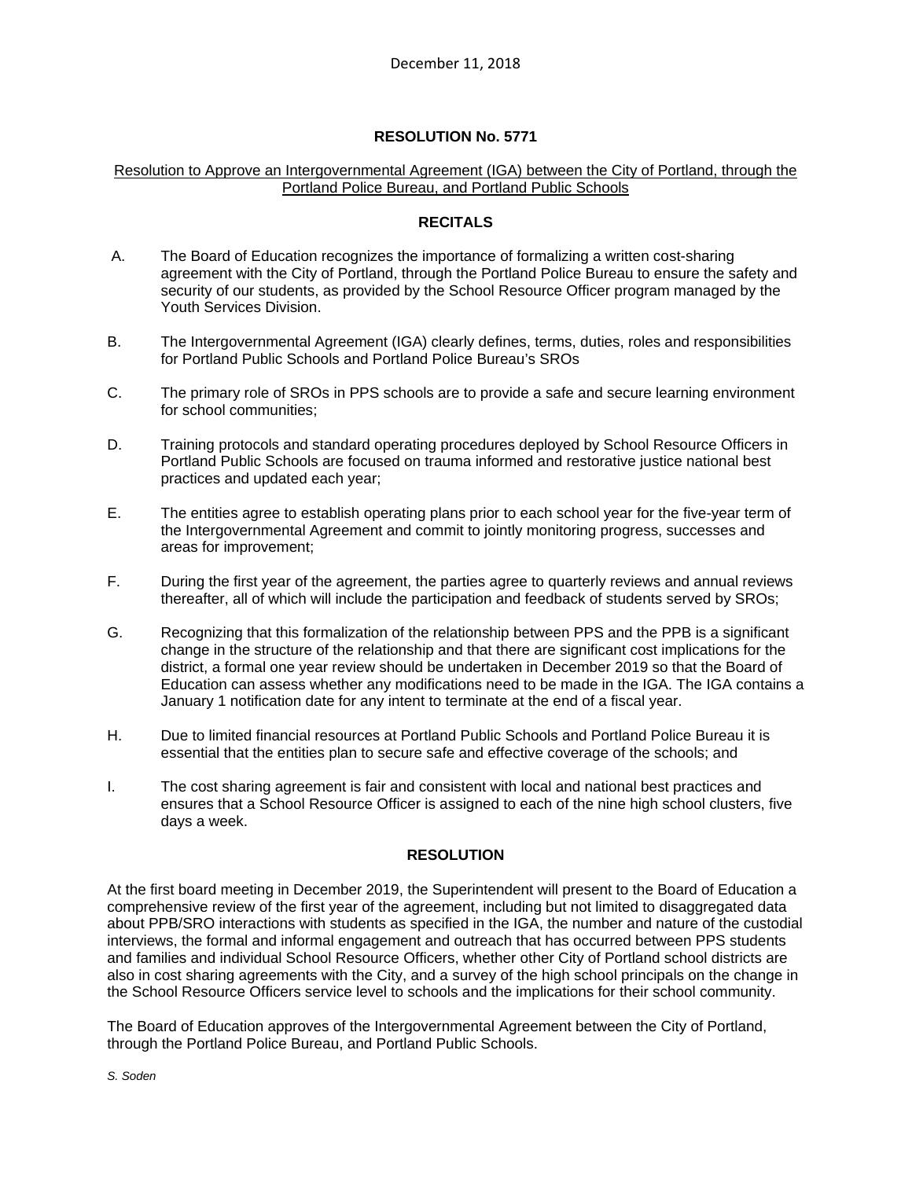December 11, 2018

## RESOLUTION No. 5771

Resolution to Approve an Intergovernmental Agreement (IGA) between the City of Portland, through the Portland Police Bureau, and Portland Public Schools

### RECITALS

A. The Board of Education recognizes the importance of formalizing a written cost-sharing agreement with the City of Portland, through the Portland Police Bureau to ensure the safety and security of our students, as provided by the School Resource Officer program managed by the Youth Services Division.

B. The Intergovernmental Agreement (IGA) clearly defines, terms, duties, roles and responsibilities for Portland Public Schools and Portland Police Bureau's SROs

C. The primary role of SROs in PPS schools are to provide a safe and secure learning environment for school communities;

D. Training protocols and standard operating procedures deployed by School Resource Officers in Portland Public Schools are focused on trauma informed and restorative justice national best practices and updated each year;

E. The entities agree to establish operating plans prior to each school year for the five-year term of the Intergovernmental Agreement and commit to jointly monitoring progress, successes and areas for improvement;

F. During the first year of the agreement, the parties agree to quarterly reviews and annual reviews thereafter, all of which will include the participation and feedback of students served by SROs;

G. Recognizing that this formalization of the relationship between PPS and the PPB is a significant change in the structure of the relationship and that there are significant cost implications for the district, a formal one year review should be undertaken in December 2019 so that the Board of Education can assess whether any modifications need to be made in the IGA. The IGA contains a January 1 notification date for any intent to terminate at the end of a fiscal year.

H. Due to limited financial resources at Portland Public Schools and Portland Police Bureau it is essential that the entities plan to secure safe and effective coverage of the schools; and

I. The cost sharing agreement is fair and consistent with local and national best practices and ensures that a School Resource Officer is assigned to each of the nine high school clusters, five days a week.

### RESOLUTION

At the first board meeting in December 2019, the Superintendent will present to the Board of Education a comprehensive review of the first year of the agreement, including but not limited to disaggregated data about PPB/SRO interactions with students as specified in the IGA, the number and nature of the custodial interviews, the formal and informal engagement and outreach that has occurred between PPS students and families and individual School Resource Officers, whether other City of Portland school districts are also in cost sharing agreements with the City, and a survey of the high school principals on the change in the School Resource Officers service level to schools and the implications for their school community.

The Board of Education approves of the Intergovernmental Agreement between the City of Portland, through the Portland Police Bureau, and Portland Public Schools.

*S. Soden*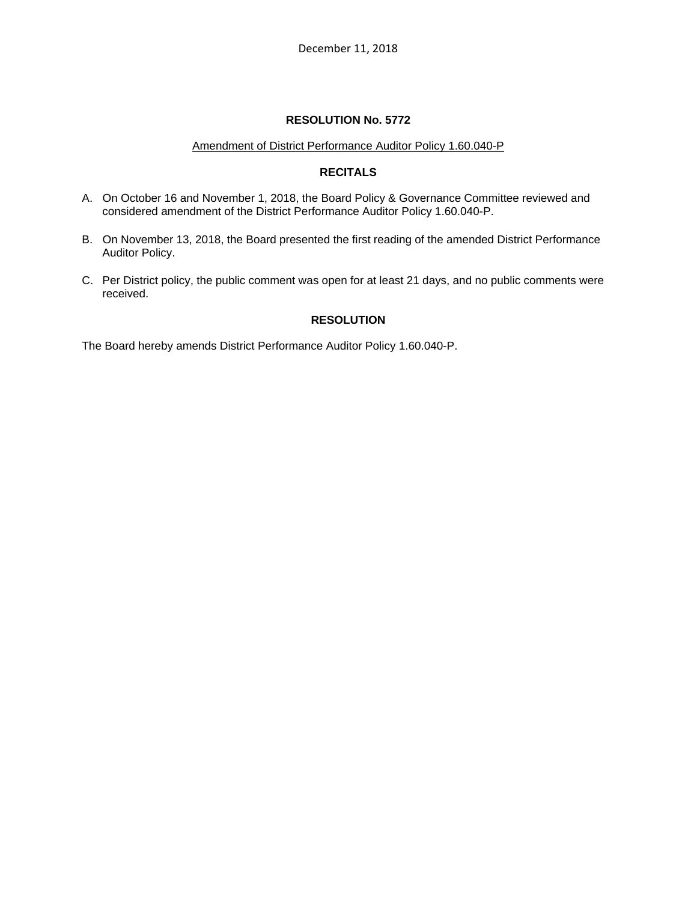December 11, 2018

**RESOLUTION No. 5772**

Amendment of District Performance Auditor Policy 1.60.040-P

**RECITALS**

A. On October 16 and November 1, 2018, the Board Policy & Governance Committee reviewed and considered amendment of the District Performance Auditor Policy 1.60.040-P.

B. On November 13, 2018, the Board presented the first reading of the amended District Performance Auditor Policy.

C. Per District policy, the public comment was open for at least 21 days, and no public comments were received.

**RESOLUTION**

The Board hereby amends District Performance Auditor Policy 1.60.040-P.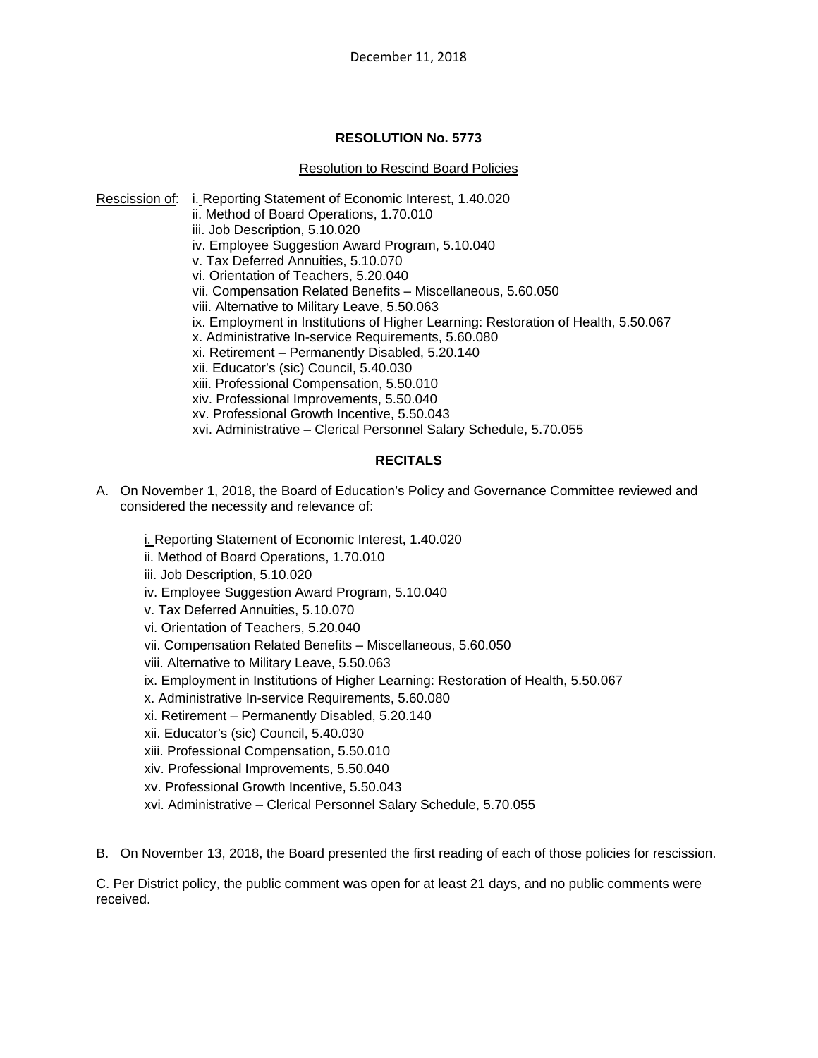December 11, 2018

**RESOLUTION No. 5773**

Resolution to Rescind Board Policies

Rescission of:
i. Reporting Statement of Economic Interest, 1.40.020
ii. Method of Board Operations, 1.70.010
iii. Job Description, 5.10.020
iv. Employee Suggestion Award Program, 5.10.040
v. Tax Deferred Annuities, 5.10.070
vi. Orientation of Teachers, 5.20.040
vii. Compensation Related Benefits – Miscellaneous, 5.60.050
viii. Alternative to Military Leave, 5.50.063
ix. Employment in Institutions of Higher Learning: Restoration of Health, 5.50.067
x. Administrative In-service Requirements, 5.60.080
xi. Retirement – Permanently Disabled, 5.20.140
xii. Educator's (sic) Council, 5.40.030
xiii. Professional Compensation, 5.50.010
xiv. Professional Improvements, 5.50.040
xv. Professional Growth Incentive, 5.50.043
xvi. Administrative – Clerical Personnel Salary Schedule, 5.70.055

**RECITALS**

A. On November 1, 2018, the Board of Education's Policy and Governance Committee reviewed and considered the necessity and relevance of:

i. Reporting Statement of Economic Interest, 1.40.020
ii. Method of Board Operations, 1.70.010
iii. Job Description, 5.10.020
iv. Employee Suggestion Award Program, 5.10.040
v. Tax Deferred Annuities, 5.10.070
vi. Orientation of Teachers, 5.20.040
vii. Compensation Related Benefits – Miscellaneous, 5.60.050
viii. Alternative to Military Leave, 5.50.063
ix. Employment in Institutions of Higher Learning: Restoration of Health, 5.50.067
x. Administrative In-service Requirements, 5.60.080
xi. Retirement – Permanently Disabled, 5.20.140
xii. Educator's (sic) Council, 5.40.030
xiii. Professional Compensation, 5.50.010
xiv. Professional Improvements, 5.50.040
xv. Professional Growth Incentive, 5.50.043
xvi. Administrative – Clerical Personnel Salary Schedule, 5.70.055

B. On November 13, 2018, the Board presented the first reading of each of those policies for rescission.

C. Per District policy, the public comment was open for at least 21 days, and no public comments were received.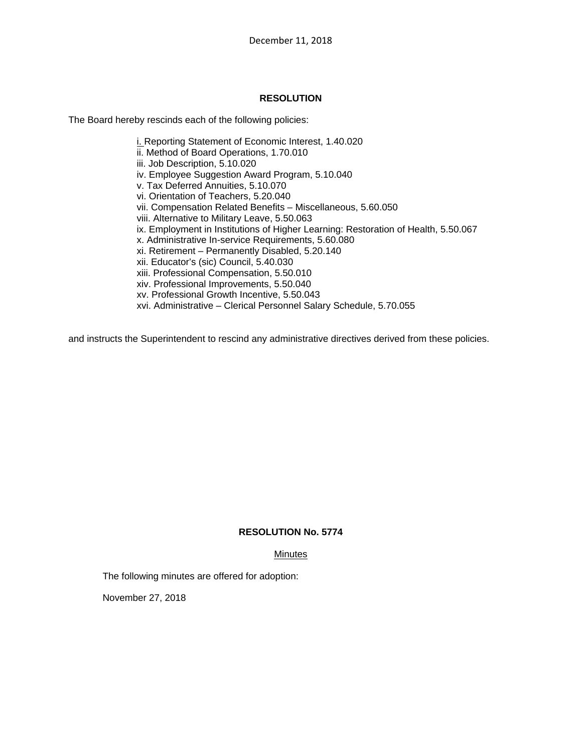December 11, 2018

**RESOLUTION**

The Board hereby rescinds each of the following policies:

i. Reporting Statement of Economic Interest, 1.40.020
ii. Method of Board Operations, 1.70.010
iii. Job Description, 5.10.020
iv. Employee Suggestion Award Program, 5.10.040
v. Tax Deferred Annuities, 5.10.070
vi. Orientation of Teachers, 5.20.040
vii. Compensation Related Benefits – Miscellaneous, 5.60.050
viii. Alternative to Military Leave, 5.50.063
ix. Employment in Institutions of Higher Learning: Restoration of Health, 5.50.067
x. Administrative In-service Requirements, 5.60.080
xi. Retirement – Permanently Disabled, 5.20.140
xii. Educator's (sic) Council, 5.40.030
xiii. Professional Compensation, 5.50.010
xiv. Professional Improvements, 5.50.040
xv. Professional Growth Incentive, 5.50.043
xvi. Administrative – Clerical Personnel Salary Schedule, 5.70.055

and instructs the Superintendent to rescind any administrative directives derived from these policies.

**RESOLUTION No. 5774**

Minutes

The following minutes are offered for adoption:

November 27, 2018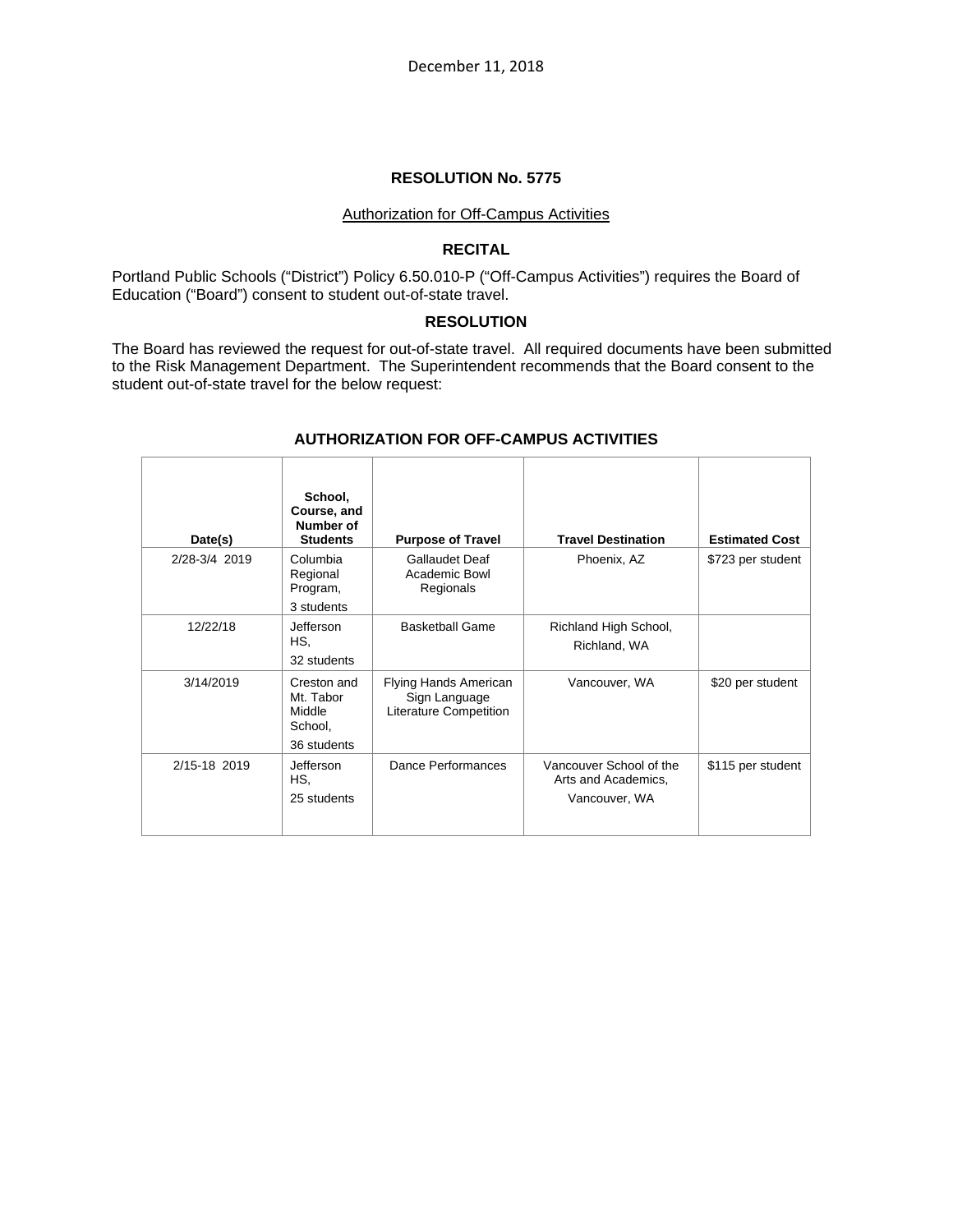December 11, 2018

**RESOLUTION No. 5775**

Authorization for Off-Campus Activities

**RECITAL**

Portland Public Schools ("District") Policy 6.50.010-P ("Off-Campus Activities") requires the Board of Education ("Board") consent to student out-of-state travel.

**RESOLUTION**

The Board has reviewed the request for out-of-state travel. All required documents have been submitted to the Risk Management Department. The Superintendent recommends that the Board consent to the student out-of-state travel for the below request:

**AUTHORIZATION FOR OFF-CAMPUS ACTIVITIES**

| Date(s) | School, Course, and Number of Students | Purpose of Travel | Travel Destination | Estimated Cost |
|---|---|---|---|---|
| 2/28-3/4 2019 | Columbia Regional Program, 3 students | Gallaudet Deaf Academic Bowl Regionals | Phoenix, AZ | $723 per student |
| 12/22/18 | Jefferson HS, 32 students | Basketball Game | Richland High School, Richland, WA | |
| 3/14/2019 | Creston and Mt. Tabor Middle School, 36 students | Flying Hands American Sign Language Literature Competition | Vancouver, WA | $20 per student |
| 2/15-18 2019 | Jefferson HS, 25 students | Dance Performances | Vancouver School of the Arts and Academics, Vancouver, WA | $115 per student |